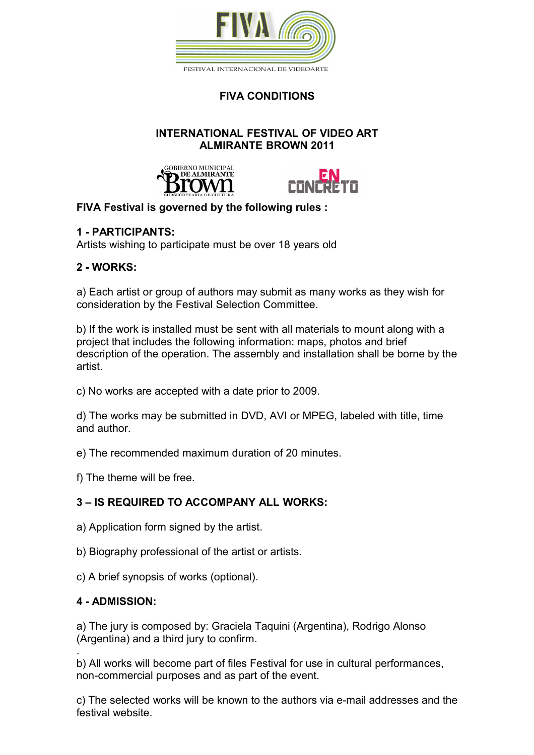FIVA

FESTIVAL INTERNACIONAL DE VIDEOARTE

# FIVA CONDITIONS

## INTERNATIONAL FESTIVAL OF VIDEO ART
## ALMIRANTE BROWN 2011

GOBIERNO MUNICIPAL DE ALMIRANTE Brown SUBSECRETARIA DE CULTURA

EN CONCRETO

**FIVA Festival is governed by the following rules :**

**1 - PARTICIPANTS:**
Artists wishing to participate must be over 18 years old

**2 - WORKS:**

a) Each artist or group of authors may submit as many works as they wish for consideration by the Festival Selection Committee.

b) If the work is installed must be sent with all materials to mount along with a project that includes the following information: maps, photos and brief description of the operation. The assembly and installation shall be borne by the artist.

c) No works are accepted with a date prior to 2009.

d) The works may be submitted in DVD, AVI or MPEG, labeled with title, time and author.

e) The recommended maximum duration of 20 minutes.

f) The theme will be free.

**3 – IS REQUIRED TO ACCOMPANY ALL WORKS:**

a) Application form signed by the artist.

b) Biography professional of the artist or artists.

c) A brief synopsis of works (optional).

**4 - ADMISSION:**

a) The jury is composed by: Graciela Taquini (Argentina), Rodrigo Alonso (Argentina) and a third jury to confirm.

.
b) All works will become part of files Festival for use in cultural performances, non-commercial purposes and as part of the event.

c) The selected works will be known to the authors via e-mail addresses and the festival website.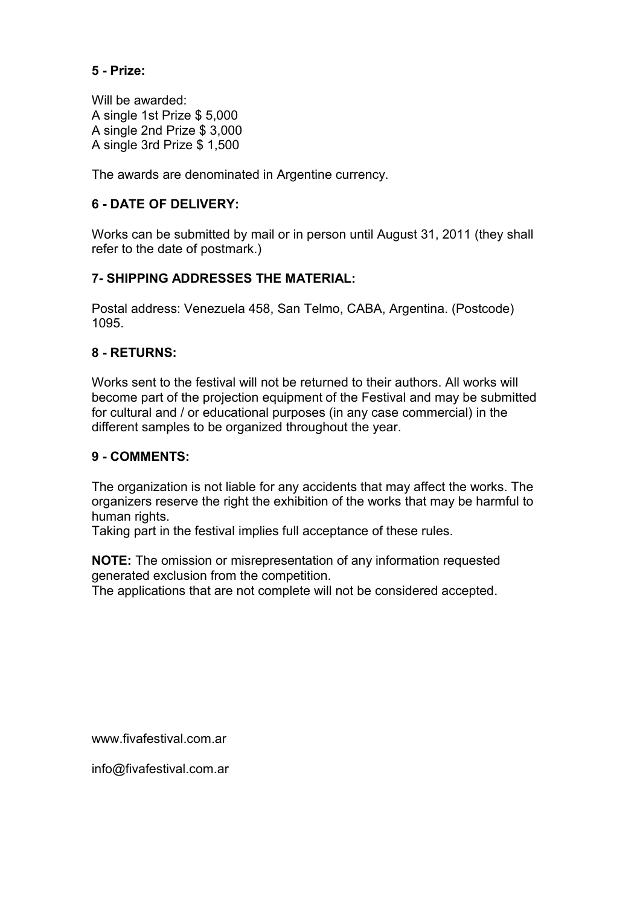**5 - Prize:**

Will be awarded:
A single 1st Prize $ 5,000
A single 2nd Prize $ 3,000
A single 3rd Prize $ 1,500

The awards are denominated in Argentine currency.

**6 - DATE OF DELIVERY:**

Works can be submitted by mail or in person until August 31, 2011 (they shall refer to the date of postmark.)

**7- SHIPPING ADDRESSES THE MATERIAL:**

Postal address: Venezuela 458, San Telmo, CABA, Argentina. (Postcode) 1095.

**8 - RETURNS:**

Works sent to the festival will not be returned to their authors. All works will become part of the projection equipment of the Festival and may be submitted for cultural and / or educational purposes (in any case commercial) in the different samples to be organized throughout the year.

**9 - COMMENTS:**

The organization is not liable for any accidents that may affect the works. The organizers reserve the right the exhibition of the works that may be harmful to human rights.
Taking part in the festival implies full acceptance of these rules.

**NOTE:** The omission or misrepresentation of any information requested generated exclusion from the competition.
The applications that are not complete will not be considered accepted.

www.fivafestival.com.ar

info@fivafestival.com.ar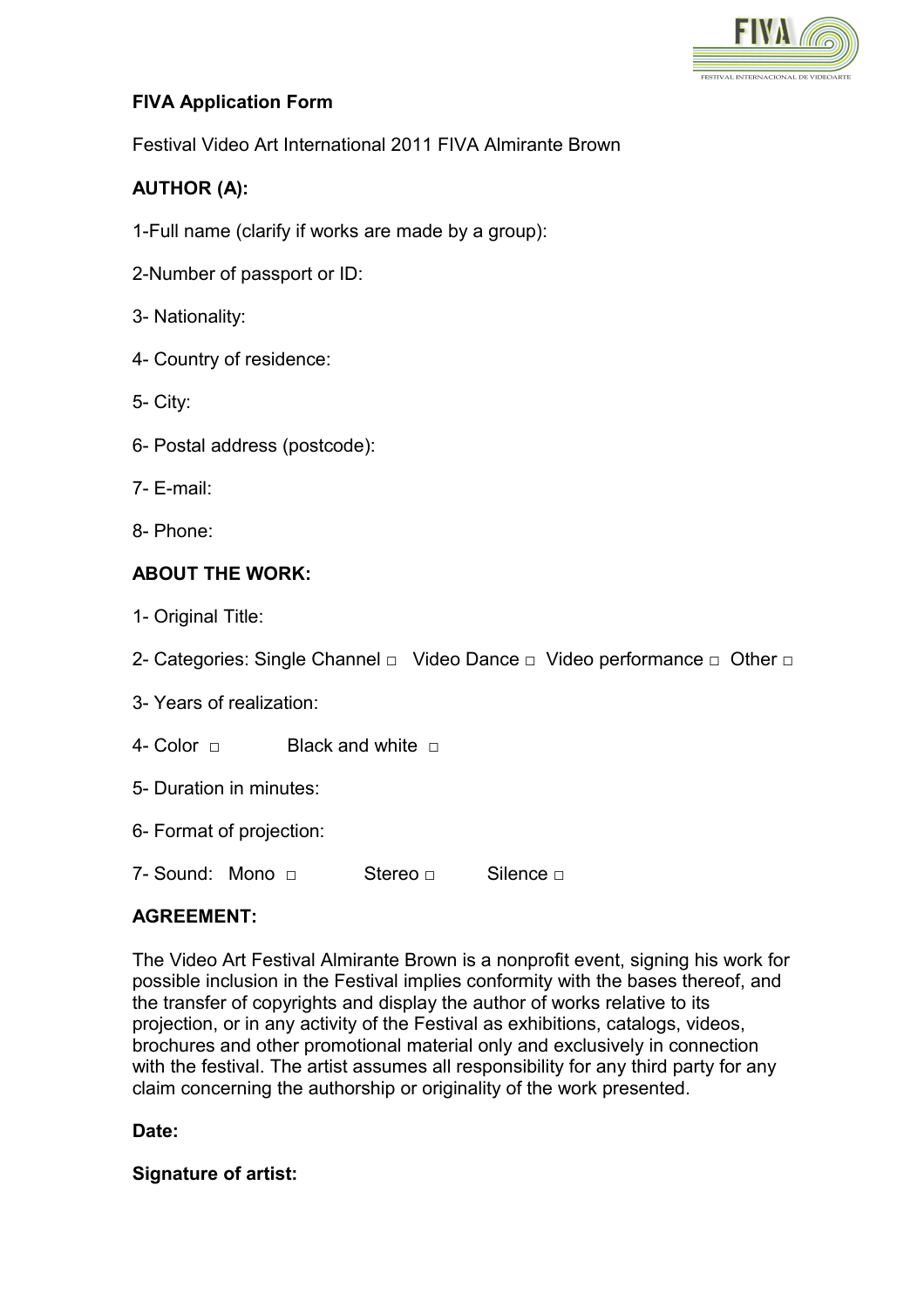**FIVA Application Form**

Festival Video Art International 2011 FIVA Almirante Brown

**AUTHOR (A):**

1-Full name (clarify if works are made by a group):

2-Number of passport or ID:

3- Nationality:

4- Country of residence:

5- City:

6- Postal address (postcode):

7- E-mail:

8- Phone:

**ABOUT THE WORK:**

1- Original Title:

2- Categories: Single Channel □ Video Dance □ Video performance □ Other □

3- Years of realization:

4- Color □ Black and white □

5- Duration in minutes:

6- Format of projection:

7- Sound: Mono □ Stereo □ Silence □

**AGREEMENT:**

The Video Art Festival Almirante Brown is a nonprofit event, signing his work for possible inclusion in the Festival implies conformity with the bases thereof, and the transfer of copyrights and display the author of works relative to its projection, or in any activity of the Festival as exhibitions, catalogs, videos, brochures and other promotional material only and exclusively in connection with the festival. The artist assumes all responsibility for any third party for any claim concerning the authorship or originality of the work presented.

**Date:**

**Signature of artist:**